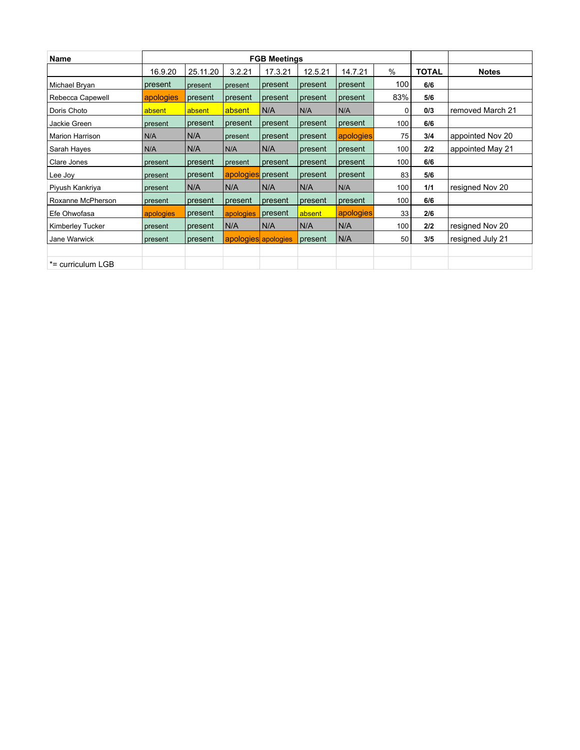| Name | FGB Meetings | | | | | | | | |
|---|---|---|---|---|---|---|---|---|---|
| | 16.9.20 | 25.11.20 | 3.2.21 | 17.3.21 | 12.5.21 | 14.7.21 | % | **TOTAL** | **Notes** |
| Michael Bryan | present | present | present | present | present | present | 100 | **6/6** | |
| Rebecca Capewell | apologies | present | present | present | present | present | 83% | **5/6** | |
| Doris Choto | absent | absent | absent | N/A | N/A | N/A | 0 | **0/3** | removed March 21 |
| Jackie Green | present | present | present | present | present | present | 100 | **6/6** | |
| Marion Harrison | N/A | N/A | present | present | present | apologies | 75 | **3/4** | appointed Nov 20 |
| Sarah Hayes | N/A | N/A | N/A | N/A | present | present | 100 | **2/2** | appointed May 21 |
| Clare Jones | present | present | present | present | present | present | 100 | **6/6** | |
| Lee Joy | present | present | apologies | present | present | present | 83 | **5/6** | |
| Piyush Kankriya | present | N/A | N/A | N/A | N/A | N/A | 100 | **1/1** | resigned Nov 20 |
| Roxanne McPherson | present | present | present | present | present | present | 100 | **6/6** | |
| Efe Ohwofasa | apologies | present | apologies | present | absent | apologies | 33 | **2/6** | |
| Kimberley Tucker | present | present | N/A | N/A | N/A | N/A | 100 | **2/2** | resigned Nov 20 |
| Jane Warwick | present | present | apologies | apologies | present | N/A | 50 | **3/5** | resigned July 21 |
| | | | | | | | | | |
| *= curriculum LGB | | | | | | | | | |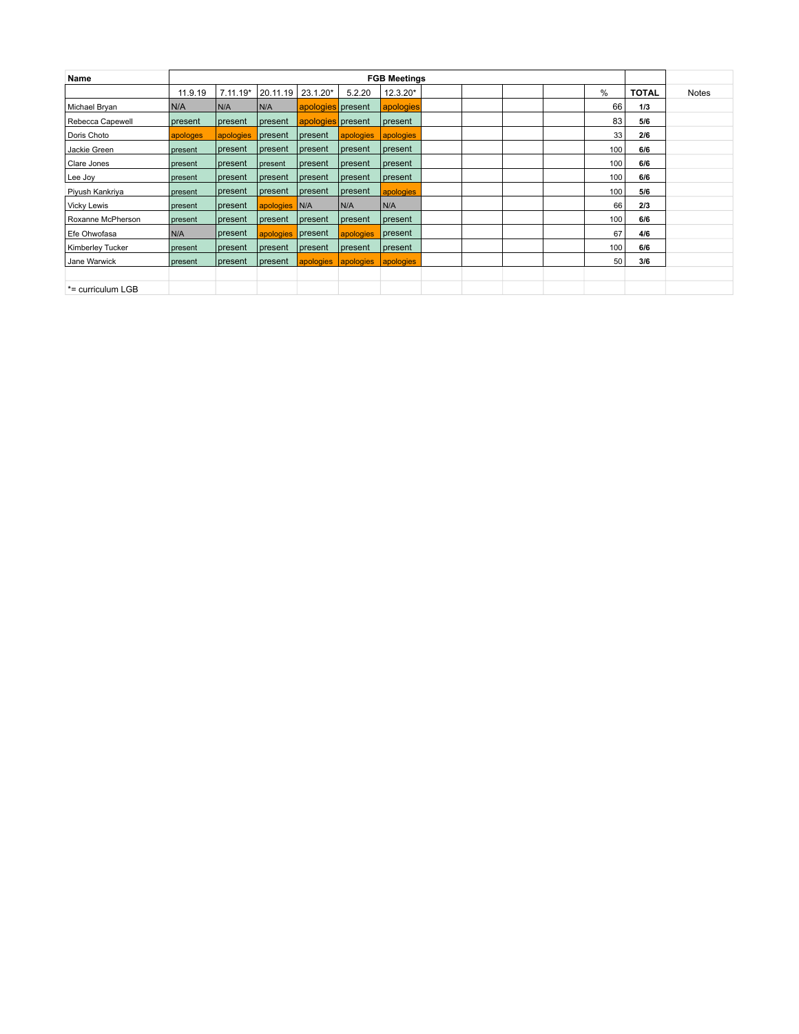| Name | FGB Meetings | | | | | | | | | | | | |
|---|---|---|---|---|---|---|---|---|---|---|---|---|---|
| | 11.9.19 | 7.11.19* | 20.11.19 | 23.1.20* | 5.2.20 | 12.3.20* | | | | | % | TOTAL | Notes |
| Michael Bryan | N/A | N/A | N/A | apologies | present | apologies | | | | | 66 | 1/3 | |
| Rebecca Capewell | present | present | present | apologies | present | present | | | | | 83 | 5/6 | |
| Doris Choto | apologes | apologies | present | present | apologies | apologies | | | | | 33 | 2/6 | |
| Jackie Green | present | present | present | present | present | present | | | | | 100 | 6/6 | |
| Clare Jones | present | present | present | present | present | present | | | | | 100 | 6/6 | |
| Lee Joy | present | present | present | present | present | present | | | | | 100 | 6/6 | |
| Piyush Kankriya | present | present | present | present | present | apologies | | | | | 100 | 5/6 | |
| Vicky Lewis | present | present | apologies | N/A | N/A | N/A | | | | | 66 | 2/3 | |
| Roxanne McPherson | present | present | present | present | present | present | | | | | 100 | 6/6 | |
| Efe Ohwofasa | N/A | present | apologies | present | apologies | present | | | | | 67 | 4/6 | |
| Kimberley Tucker | present | present | present | present | present | present | | | | | 100 | 6/6 | |
| Jane Warwick | present | present | present | apologies | apologies | apologies | | | | | 50 | 3/6 | |
| | | | | | | | | | | | | | |
| *= curriculum LGB | | | | | | | | | | | | | |